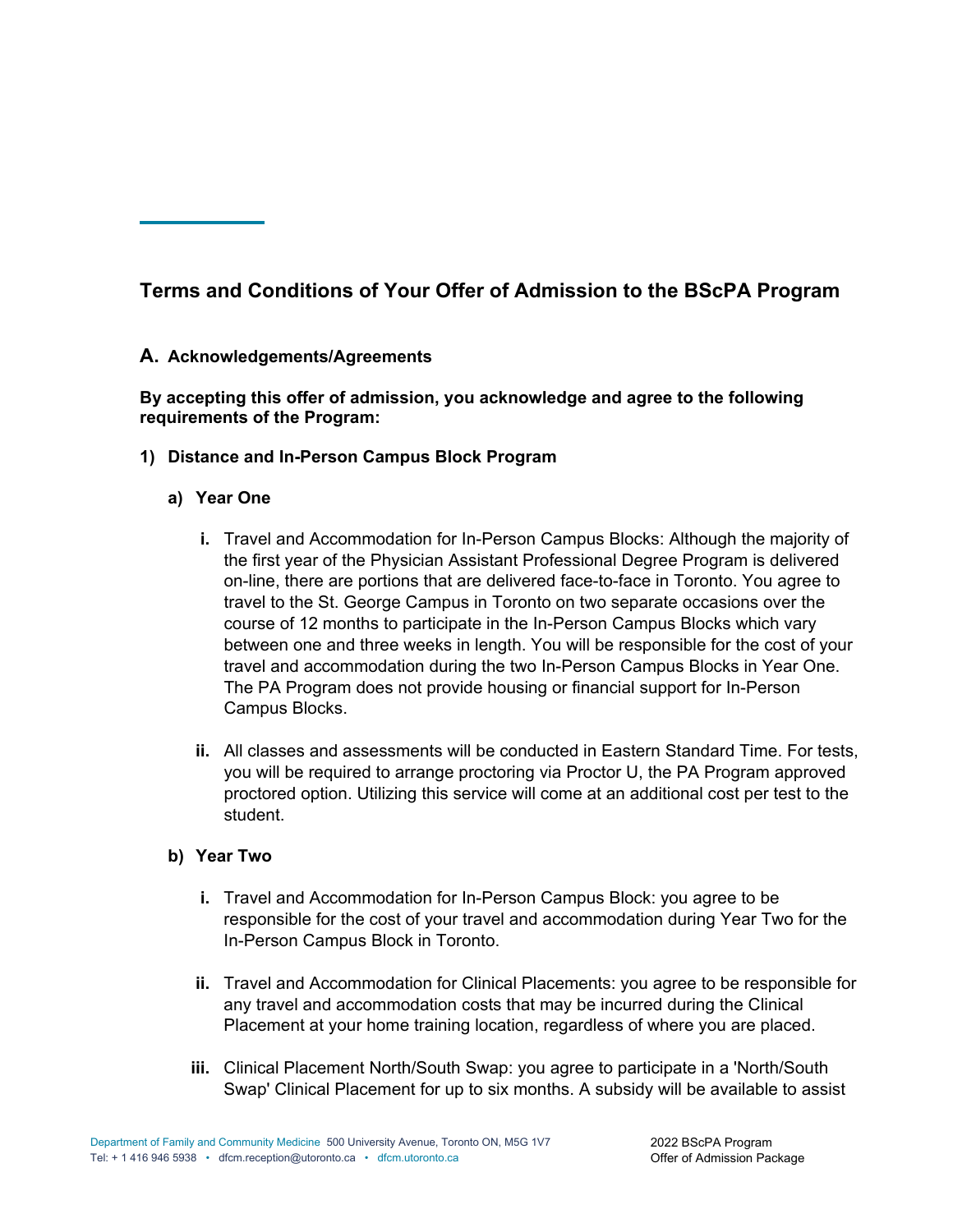## Terms and Conditions of Your Offer of Admission to the BScPA Program

### A. Acknowledgements/Agreements

**By accepting this offer of admission, you acknowledge and agree to the following requirements of the Program:**

**1) Distance and In-Person Campus Block Program**

**a) Year One**

**i.** Travel and Accommodation for In-Person Campus Blocks: Although the majority of the first year of the Physician Assistant Professional Degree Program is delivered on-line, there are portions that are delivered face-to-face in Toronto. You agree to travel to the St. George Campus in Toronto on two separate occasions over the course of 12 months to participate in the In-Person Campus Blocks which vary between one and three weeks in length. You will be responsible for the cost of your travel and accommodation during the two In-Person Campus Blocks in Year One. The PA Program does not provide housing or financial support for In-Person Campus Blocks.

**ii.** All classes and assessments will be conducted in Eastern Standard Time. For tests, you will be required to arrange proctoring via Proctor U, the PA Program approved proctored option. Utilizing this service will come at an additional cost per test to the student.

**b) Year Two**

**i.** Travel and Accommodation for In-Person Campus Block: you agree to be responsible for the cost of your travel and accommodation during Year Two for the In-Person Campus Block in Toronto.

**ii.** Travel and Accommodation for Clinical Placements: you agree to be responsible for any travel and accommodation costs that may be incurred during the Clinical Placement at your home training location, regardless of where you are placed.

**iii.** Clinical Placement North/South Swap: you agree to participate in a 'North/South Swap' Clinical Placement for up to six months. A subsidy will be available to assist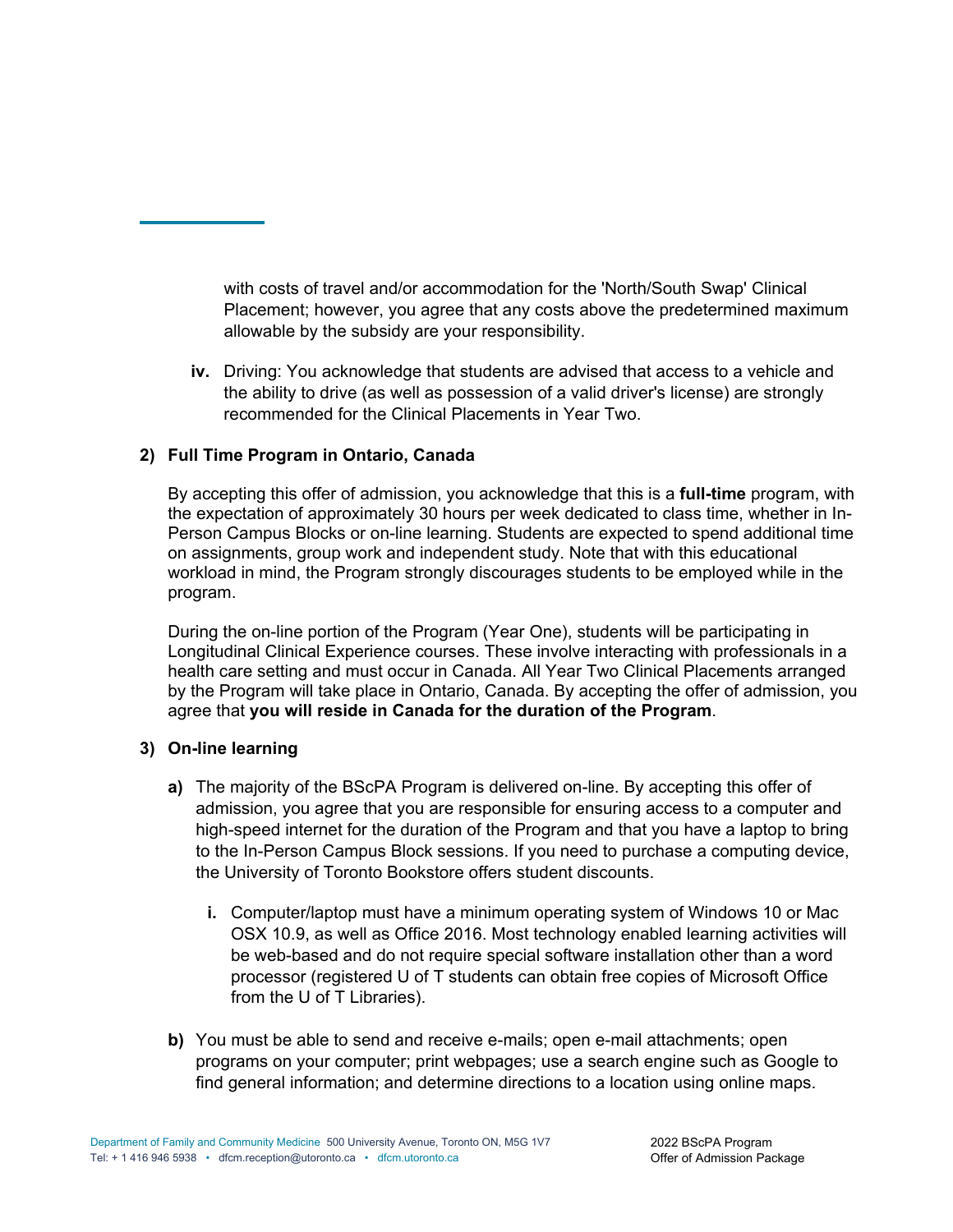with costs of travel and/or accommodation for the 'North/South Swap' Clinical Placement; however, you agree that any costs above the predetermined maximum allowable by the subsidy are your responsibility.

iv. Driving: You acknowledge that students are advised that access to a vehicle and the ability to drive (as well as possession of a valid driver's license) are strongly recommended for the Clinical Placements in Year Two.

**2) Full Time Program in Ontario, Canada**

By accepting this offer of admission, you acknowledge that this is a **full-time** program, with the expectation of approximately 30 hours per week dedicated to class time, whether in In-Person Campus Blocks or on-line learning. Students are expected to spend additional time on assignments, group work and independent study. Note that with this educational workload in mind, the Program strongly discourages students to be employed while in the program.

During the on-line portion of the Program (Year One), students will be participating in Longitudinal Clinical Experience courses. These involve interacting with professionals in a health care setting and must occur in Canada. All Year Two Clinical Placements arranged by the Program will take place in Ontario, Canada. By accepting the offer of admission, you agree that **you will reside in Canada for the duration of the Program**.

**3) On-line learning**

**a)** The majority of the BScPA Program is delivered on-line. By accepting this offer of admission, you agree that you are responsible for ensuring access to a computer and high-speed internet for the duration of the Program and that you have a laptop to bring to the In-Person Campus Block sessions. If you need to purchase a computing device, the University of Toronto Bookstore offers student discounts.

**i.** Computer/laptop must have a minimum operating system of Windows 10 or Mac OSX 10.9, as well as Office 2016. Most technology enabled learning activities will be web-based and do not require special software installation other than a word processor (registered U of T students can obtain free copies of Microsoft Office from the U of T Libraries).

**b)** You must be able to send and receive e-mails; open e-mail attachments; open programs on your computer; print webpages; use a search engine such as Google to find general information; and determine directions to a location using online maps.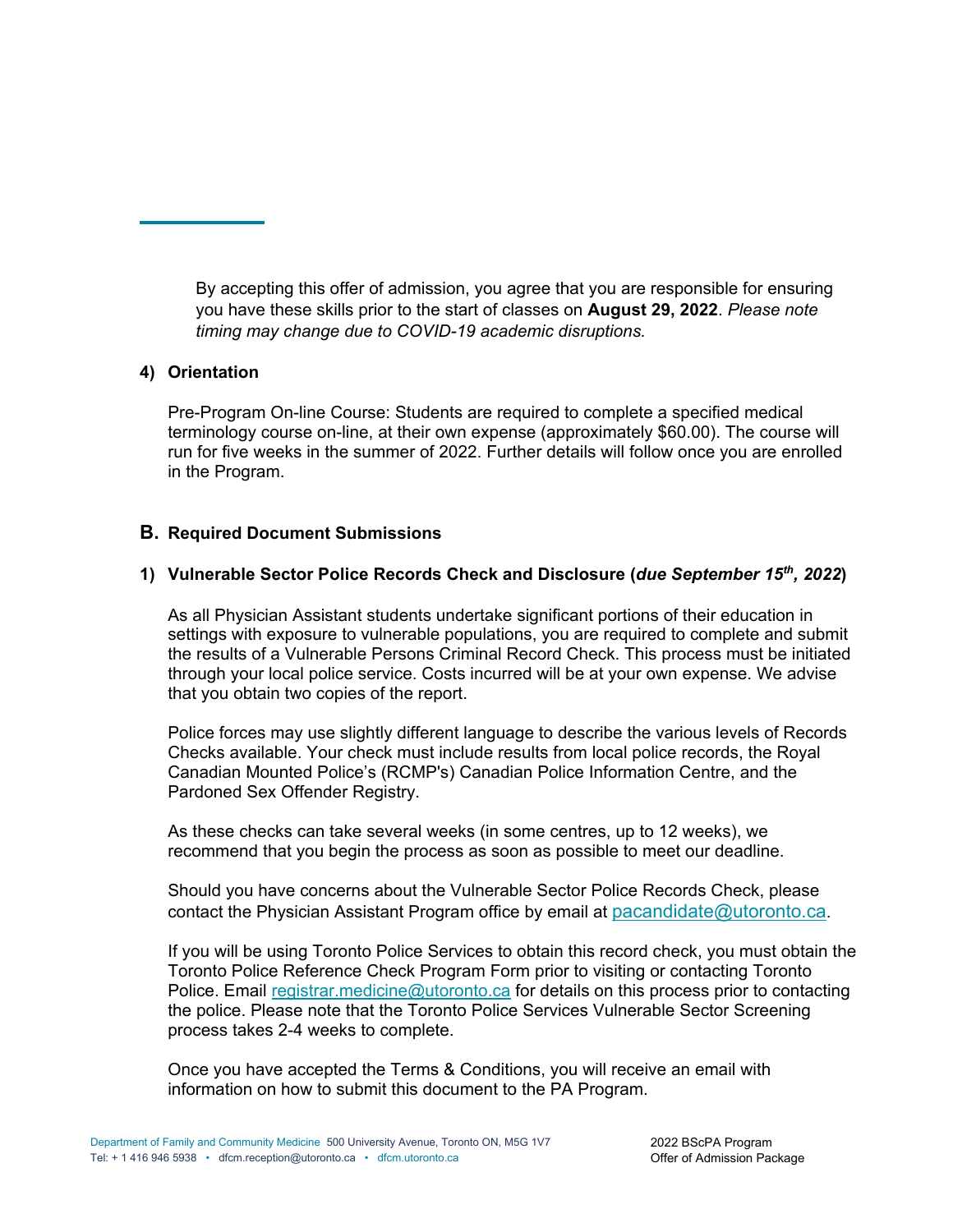By accepting this offer of admission, you agree that you are responsible for ensuring you have these skills prior to the start of classes on **August 29, 2022**. *Please note timing may change due to COVID-19 academic disruptions.*

### 4) Orientation

Pre-Program On-line Course: Students are required to complete a specified medical terminology course on-line, at their own expense (approximately $60.00). The course will run for five weeks in the summer of 2022. Further details will follow once you are enrolled in the Program.

## B. Required Document Submissions

### 1) Vulnerable Sector Police Records Check and Disclosure (*due September 15th, 2022*)

As all Physician Assistant students undertake significant portions of their education in settings with exposure to vulnerable populations, you are required to complete and submit the results of a Vulnerable Persons Criminal Record Check. This process must be initiated through your local police service. Costs incurred will be at your own expense. We advise that you obtain two copies of the report.

Police forces may use slightly different language to describe the various levels of Records Checks available. Your check must include results from local police records, the Royal Canadian Mounted Police's (RCMP's) Canadian Police Information Centre, and the Pardoned Sex Offender Registry.

As these checks can take several weeks (in some centres, up to 12 weeks), we recommend that you begin the process as soon as possible to meet our deadline.

Should you have concerns about the Vulnerable Sector Police Records Check, please contact the Physician Assistant Program office by email at pacandidate@utoronto.ca.

If you will be using Toronto Police Services to obtain this record check, you must obtain the Toronto Police Reference Check Program Form prior to visiting or contacting Toronto Police. Email registrar.medicine@utoronto.ca for details on this process prior to contacting the police. Please note that the Toronto Police Services Vulnerable Sector Screening process takes 2-4 weeks to complete.

Once you have accepted the Terms & Conditions, you will receive an email with information on how to submit this document to the PA Program.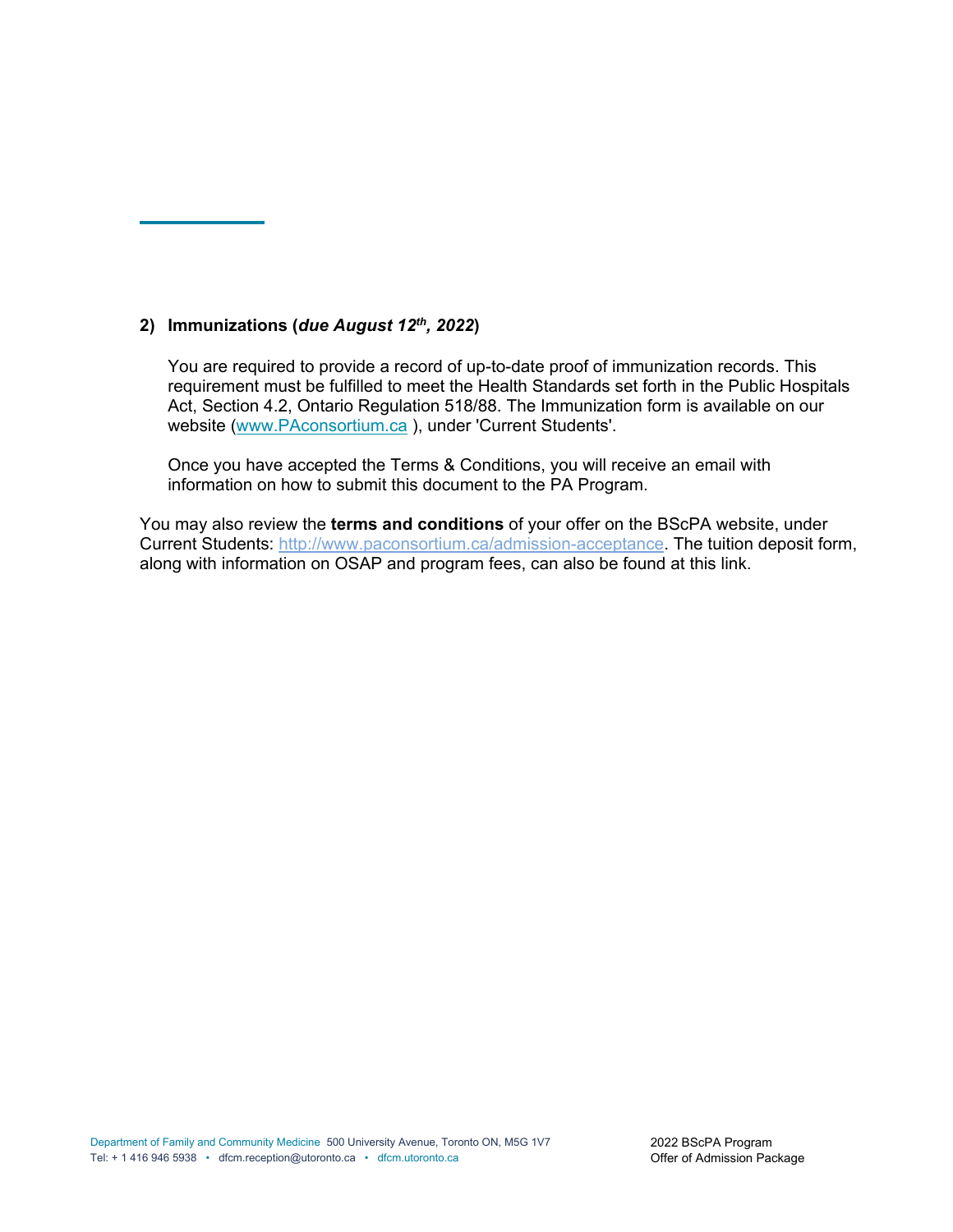2) **Immunizations (*due August 12th, 2022*)**

   You are required to provide a record of up-to-date proof of immunization records. This requirement must be fulfilled to meet the Health Standards set forth in the Public Hospitals Act, Section 4.2, Ontario Regulation 518/88. The Immunization form is available on our website ([www.PAconsortium.ca](http://www.PAconsortium.ca) ), under 'Current Students'.

   Once you have accepted the Terms & Conditions, you will receive an email with information on how to submit this document to the PA Program.

You may also review the **terms and conditions** of your offer on the BScPA website, under Current Students: [http://www.paconsortium.ca/admission-acceptance](http://www.paconsortium.ca/admission-acceptance). The tuition deposit form, along with information on OSAP and program fees, can also be found at this link.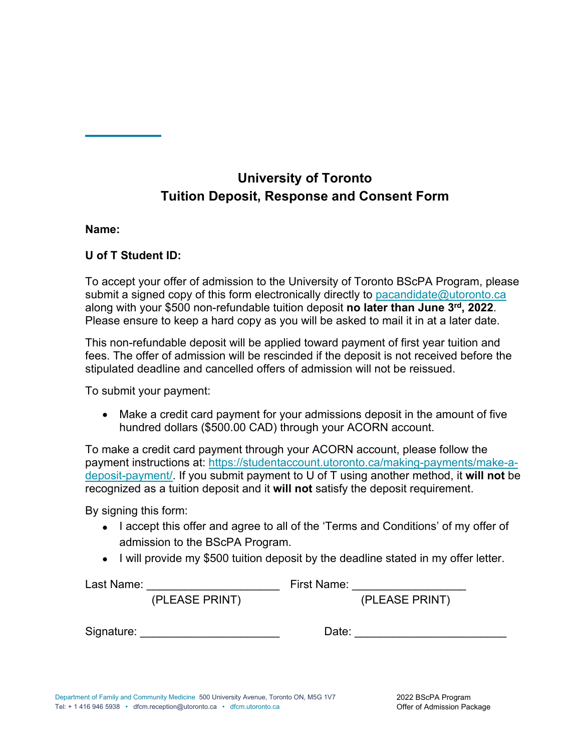# University of Toronto
# Tuition Deposit, Response and Consent Form

**Name:**

**U of T Student ID:**

To accept your offer of admission to the University of Toronto BScPA Program, please submit a signed copy of this form electronically directly to pacandidate@utoronto.ca along with your $500 non-refundable tuition deposit **no later than June 3rd, 2022**. Please ensure to keep a hard copy as you will be asked to mail it in at a later date.

This non-refundable deposit will be applied toward payment of first year tuition and fees. The offer of admission will be rescinded if the deposit is not received before the stipulated deadline and cancelled offers of admission will not be reissued.

To submit your payment:

- Make a credit card payment for your admissions deposit in the amount of five hundred dollars ($500.00 CAD) through your ACORN account.

To make a credit card payment through your ACORN account, please follow the payment instructions at: https://studentaccount.utoronto.ca/making-payments/make-a-deposit-payment/. If you submit payment to U of T using another method, it **will not** be recognized as a tuition deposit and it **will not** satisfy the deposit requirement.

By signing this form:

- I accept this offer and agree to all of the 'Terms and Conditions' of my offer of admission to the BScPA Program.
- I will provide my $500 tuition deposit by the deadline stated in my offer letter.

Last Name: ____________________ (PLEASE PRINT) First Name: _________________ (PLEASE PRINT)

Signature: _____________________ Date: _______________________